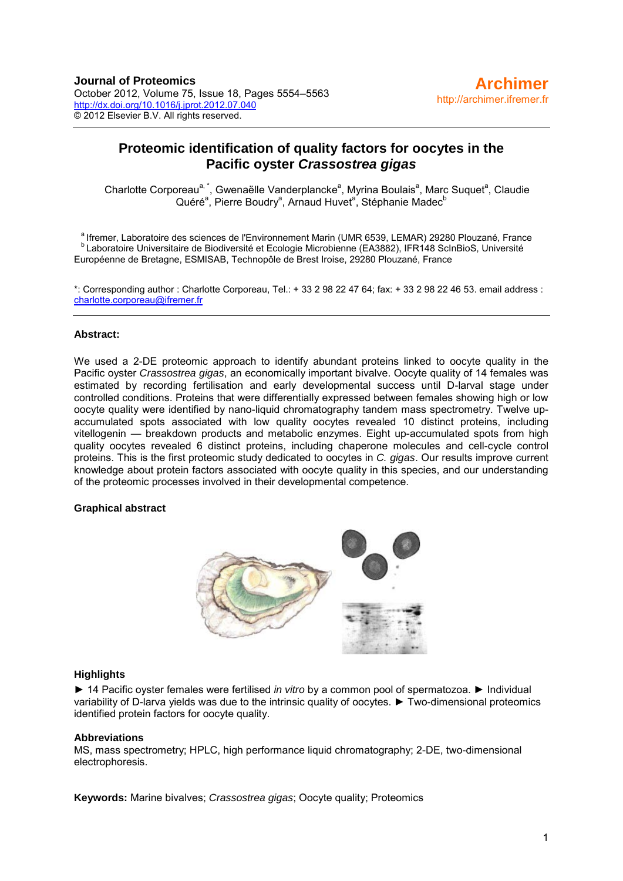**Journal of Proteomics**
October 2012, Volume 75, Issue 18, Pages 5554–5563
http://dx.doi.org/10.1016/j.jprot.2012.07.040
© 2012 Elsevier B.V. All rights reserved.

**Archimer**
http://archimer.ifremer.fr

# Proteomic identification of quality factors for oocytes in the Pacific oyster *Crassostrea gigas*

Charlotte Corporeau[a, *], Gwenaëlle Vanderplancke[a], Myrina Boulais[a], Marc Suquet[a], Claudie Quéré[a], Pierre Boudry[a], Arnaud Huvet[a], Stéphanie Madec[b]

[a] Ifremer, Laboratoire des sciences de l'Environnement Marin (UMR 6539, LEMAR) 29280 Plouzané, France
[b] Laboratoire Universitaire de Biodiversité et Ecologie Microbienne (EA3882), IFR148 ScInBioS, Université Européenne de Bretagne, ESMISAB, Technopôle de Brest Iroise, 29280 Plouzané, France

*: Corresponding author : Charlotte Corporeau, Tel.: + 33 2 98 22 47 64; fax: + 33 2 98 22 46 53. email address : charlotte.corporeau@ifremer.fr

**Abstract:**

We used a 2-DE proteomic approach to identify abundant proteins linked to oocyte quality in the Pacific oyster *Crassostrea gigas*, an economically important bivalve. Oocyte quality of 14 females was estimated by recording fertilisation and early developmental success until D-larval stage under controlled conditions. Proteins that were differentially expressed between females showing high or low oocyte quality were identified by nano-liquid chromatography tandem mass spectrometry. Twelve up-accumulated spots associated with low quality oocytes revealed 10 distinct proteins, including vitellogenin — breakdown products and metabolic enzymes. Eight up-accumulated spots from high quality oocytes revealed 6 distinct proteins, including chaperone molecules and cell-cycle control proteins. This is the first proteomic study dedicated to oocytes in *C. gigas*. Our results improve current knowledge about protein factors associated with oocyte quality in this species, and our understanding of the proteomic processes involved in their developmental competence.

**Graphical abstract**

**Highlights**

► 14 Pacific oyster females were fertilised *in vitro* by a common pool of spermatozoa. ► Individual variability of D-larva yields was due to the intrinsic quality of oocytes. ► Two-dimensional proteomics identified protein factors for oocyte quality.

**Abbreviations**

MS, mass spectrometry; HPLC, high performance liquid chromatography; 2-DE, two-dimensional electrophoresis.

**Keywords:** Marine bivalves; *Crassostrea gigas*; Oocyte quality; Proteomics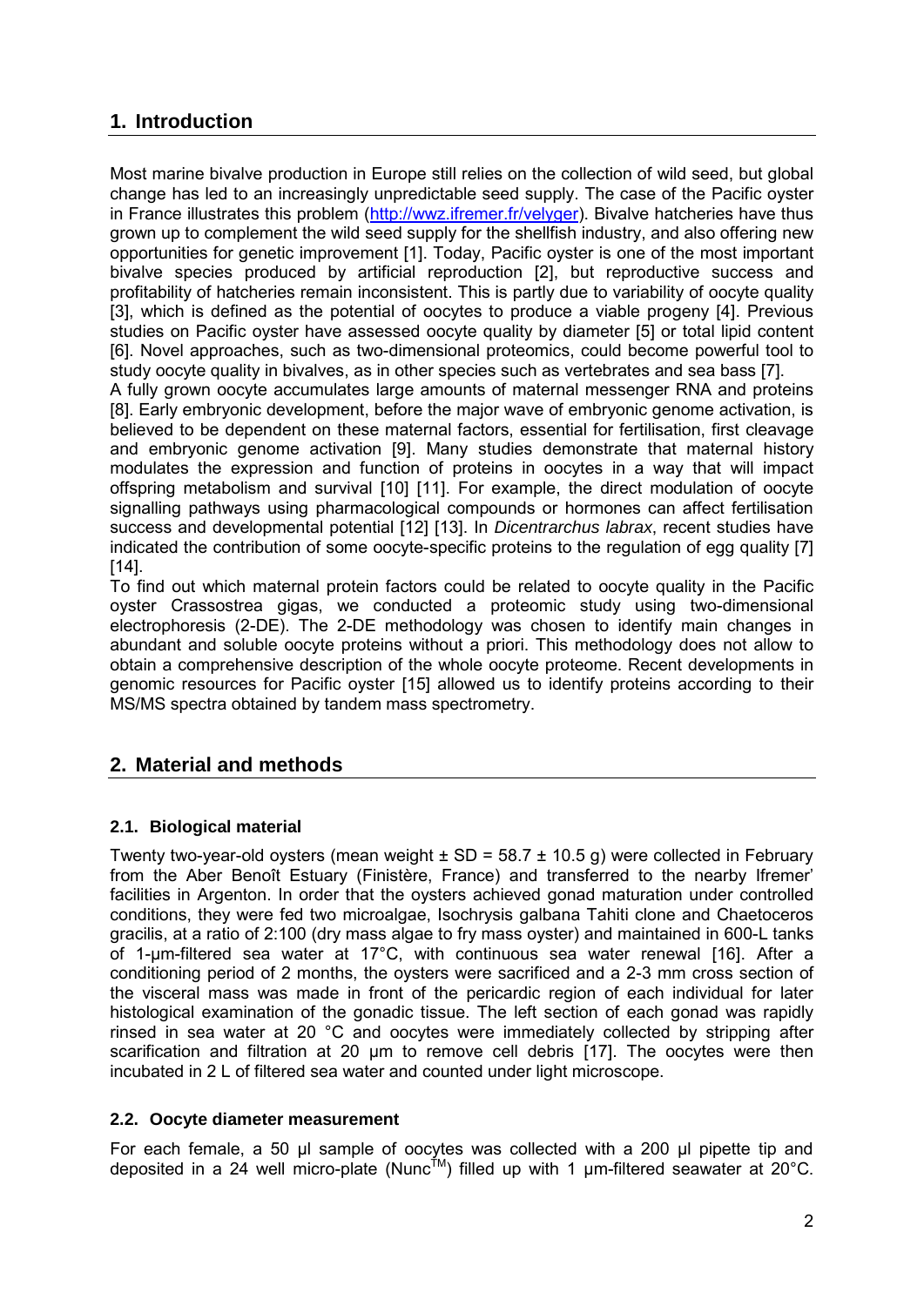## 1. Introduction

Most marine bivalve production in Europe still relies on the collection of wild seed, but global change has led to an increasingly unpredictable seed supply. The case of the Pacific oyster in France illustrates this problem (http://wwz.ifremer.fr/velyger). Bivalve hatcheries have thus grown up to complement the wild seed supply for the shellfish industry, and also offering new opportunities for genetic improvement [1]. Today, Pacific oyster is one of the most important bivalve species produced by artificial reproduction [2], but reproductive success and profitability of hatcheries remain inconsistent. This is partly due to variability of oocyte quality [3], which is defined as the potential of oocytes to produce a viable progeny [4]. Previous studies on Pacific oyster have assessed oocyte quality by diameter [5] or total lipid content [6]. Novel approaches, such as two-dimensional proteomics, could become powerful tool to study oocyte quality in bivalves, as in other species such as vertebrates and sea bass [7].

A fully grown oocyte accumulates large amounts of maternal messenger RNA and proteins [8]. Early embryonic development, before the major wave of embryonic genome activation, is believed to be dependent on these maternal factors, essential for fertilisation, first cleavage and embryonic genome activation [9]. Many studies demonstrate that maternal history modulates the expression and function of proteins in oocytes in a way that will impact offspring metabolism and survival [10] [11]. For example, the direct modulation of oocyte signalling pathways using pharmacological compounds or hormones can affect fertilisation success and developmental potential [12] [13]. In *Dicentrarchus labrax*, recent studies have indicated the contribution of some oocyte-specific proteins to the regulation of egg quality [7] [14].

To find out which maternal protein factors could be related to oocyte quality in the Pacific oyster Crassostrea gigas, we conducted a proteomic study using two-dimensional electrophoresis (2-DE). The 2-DE methodology was chosen to identify main changes in abundant and soluble oocyte proteins without a priori. This methodology does not allow to obtain a comprehensive description of the whole oocyte proteome. Recent developments in genomic resources for Pacific oyster [15] allowed us to identify proteins according to their MS/MS spectra obtained by tandem mass spectrometry.

## 2. Material and methods

### 2.1. Biological material

Twenty two-year-old oysters (mean weight ± SD = 58.7 ± 10.5 g) were collected in February from the Aber Benoît Estuary (Finistère, France) and transferred to the nearby Ifremer' facilities in Argenton. In order that the oysters achieved gonad maturation under controlled conditions, they were fed two microalgae, Isochrysis galbana Tahiti clone and Chaetoceros gracilis, at a ratio of 2:100 (dry mass algae to fry mass oyster) and maintained in 600-L tanks of 1-µm-filtered sea water at 17°C, with continuous sea water renewal [16]. After a conditioning period of 2 months, the oysters were sacrificed and a 2-3 mm cross section of the visceral mass was made in front of the pericardic region of each individual for later histological examination of the gonadic tissue. The left section of each gonad was rapidly rinsed in sea water at 20 °C and oocytes were immediately collected by stripping after scarification and filtration at 20 µm to remove cell debris [17]. The oocytes were then incubated in 2 L of filtered sea water and counted under light microscope.

### 2.2. Oocyte diameter measurement

For each female, a 50 µl sample of oocytes was collected with a 200 µl pipette tip and deposited in a 24 well micro-plate (Nunc™) filled up with 1 µm-filtered seawater at 20°C.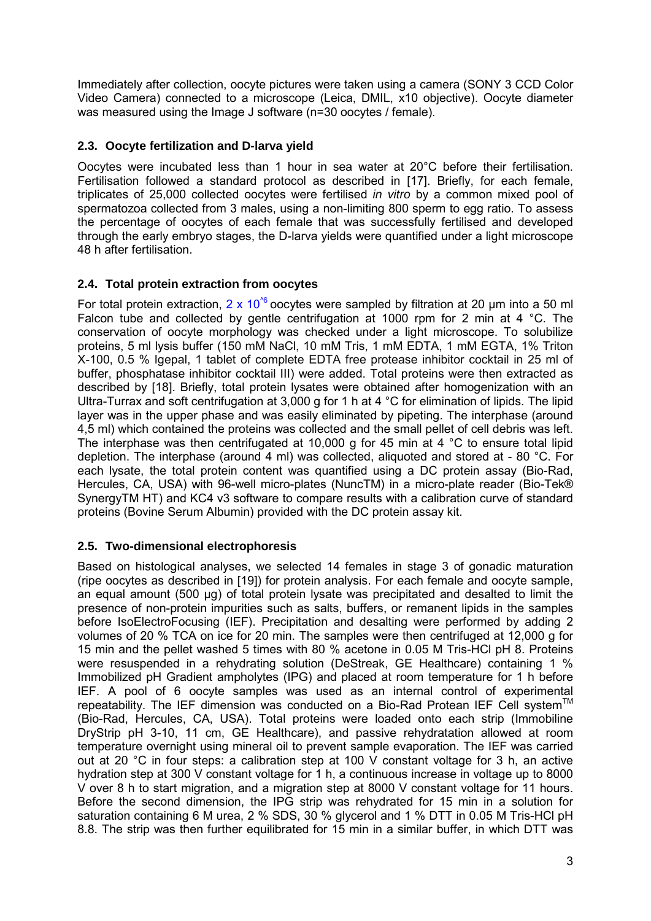Immediately after collection, oocyte pictures were taken using a camera (SONY 3 CCD Color Video Camera) connected to a microscope (Leica, DMIL, x10 objective). Oocyte diameter was measured using the Image J software (n=30 oocytes / female).

## 2.3. Oocyte fertilization and D-larva yield

Oocytes were incubated less than 1 hour in sea water at 20°C before their fertilisation. Fertilisation followed a standard protocol as described in [17]. Briefly, for each female, triplicates of 25,000 collected oocytes were fertilised *in vitro* by a common mixed pool of spermatozoa collected from 3 males, using a non-limiting 800 sperm to egg ratio. To assess the percentage of oocytes of each female that was successfully fertilised and developed through the early embryo stages, the D-larva yields were quantified under a light microscope 48 h after fertilisation.

## 2.4. Total protein extraction from oocytes

For total protein extraction, $2 \times 10^{6}$ oocytes were sampled by filtration at 20 µm into a 50 ml Falcon tube and collected by gentle centrifugation at 1000 rpm for 2 min at 4 °C. The conservation of oocyte morphology was checked under a light microscope. To solubilize proteins, 5 ml lysis buffer (150 mM NaCl, 10 mM Tris, 1 mM EDTA, 1 mM EGTA, 1% Triton X-100, 0.5 % Igepal, 1 tablet of complete EDTA free protease inhibitor cocktail in 25 ml of buffer, phosphatase inhibitor cocktail III) were added. Total proteins were then extracted as described by [18]. Briefly, total protein lysates were obtained after homogenization with an Ultra-Turrax and soft centrifugation at 3,000 g for 1 h at 4 °C for elimination of lipids. The lipid layer was in the upper phase and was easily eliminated by pipeting. The interphase (around 4,5 ml) which contained the proteins was collected and the small pellet of cell debris was left. The interphase was then centrifugated at 10,000 g for 45 min at 4 °C to ensure total lipid depletion. The interphase (around 4 ml) was collected, aliquoted and stored at - 80 °C. For each lysate, the total protein content was quantified using a DC protein assay (Bio-Rad, Hercules, CA, USA) with 96-well micro-plates (NuncTM) in a micro-plate reader (Bio-Tek® SynergyTM HT) and KC4 v3 software to compare results with a calibration curve of standard proteins (Bovine Serum Albumin) provided with the DC protein assay kit.

## 2.5. Two-dimensional electrophoresis

Based on histological analyses, we selected 14 females in stage 3 of gonadic maturation (ripe oocytes as described in [19]) for protein analysis. For each female and oocyte sample, an equal amount (500 µg) of total protein lysate was precipitated and desalted to limit the presence of non-protein impurities such as salts, buffers, or remanent lipids in the samples before IsoElectroFocusing (IEF). Precipitation and desalting were performed by adding 2 volumes of 20 % TCA on ice for 20 min. The samples were then centrifuged at 12,000 g for 15 min and the pellet washed 5 times with 80 % acetone in 0.05 M Tris-HCl pH 8. Proteins were resuspended in a rehydrating solution (DeStreak, GE Healthcare) containing 1 % Immobilized pH Gradient ampholytes (IPG) and placed at room temperature for 1 h before IEF. A pool of 6 oocyte samples was used as an internal control of experimental repeatability. The IEF dimension was conducted on a Bio-Rad Protean IEF Cell system™ (Bio-Rad, Hercules, CA, USA). Total proteins were loaded onto each strip (Immobiline DryStrip pH 3-10, 11 cm, GE Healthcare), and passive rehydratation allowed at room temperature overnight using mineral oil to prevent sample evaporation. The IEF was carried out at 20 °C in four steps: a calibration step at 100 V constant voltage for 3 h, an active hydration step at 300 V constant voltage for 1 h, a continuous increase in voltage up to 8000 V over 8 h to start migration, and a migration step at 8000 V constant voltage for 11 hours. Before the second dimension, the IPG strip was rehydrated for 15 min in a solution for saturation containing 6 M urea, 2 % SDS, 30 % glycerol and 1 % DTT in 0.05 M Tris-HCl pH 8.8. The strip was then further equilibrated for 15 min in a similar buffer, in which DTT was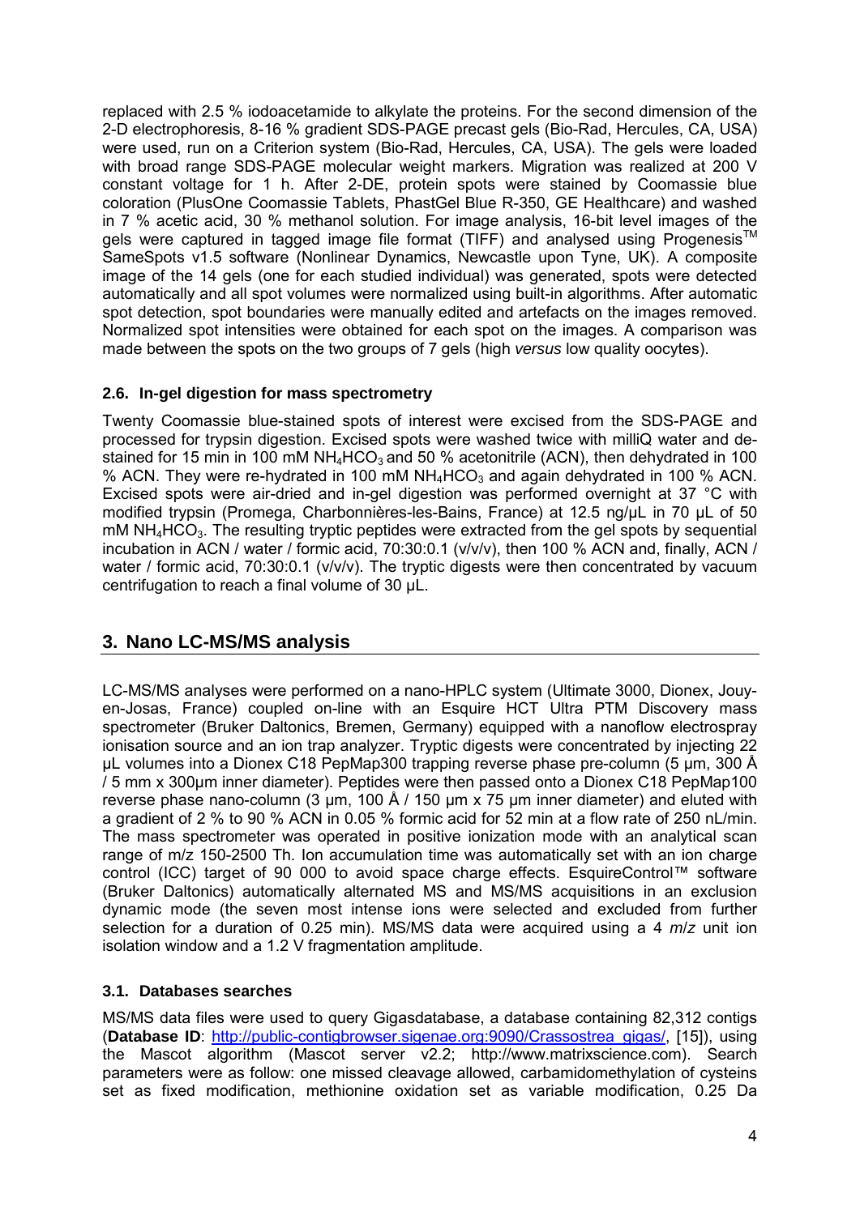replaced with 2.5 % iodoacetamide to alkylate the proteins. For the second dimension of the 2-D electrophoresis, 8-16 % gradient SDS-PAGE precast gels (Bio-Rad, Hercules, CA, USA) were used, run on a Criterion system (Bio-Rad, Hercules, CA, USA). The gels were loaded with broad range SDS-PAGE molecular weight markers. Migration was realized at 200 V constant voltage for 1 h. After 2-DE, protein spots were stained by Coomassie blue coloration (PlusOne Coomassie Tablets, PhastGel Blue R-350, GE Healthcare) and washed in 7 % acetic acid, 30 % methanol solution. For image analysis, 16-bit level images of the gels were captured in tagged image file format (TIFF) and analysed using Progenesis™ SameSpots v1.5 software (Nonlinear Dynamics, Newcastle upon Tyne, UK). A composite image of the 14 gels (one for each studied individual) was generated, spots were detected automatically and all spot volumes were normalized using built-in algorithms. After automatic spot detection, spot boundaries were manually edited and artefacts on the images removed. Normalized spot intensities were obtained for each spot on the images. A comparison was made between the spots on the two groups of 7 gels (high *versus* low quality oocytes).

### 2.6. In-gel digestion for mass spectrometry

Twenty Coomassie blue-stained spots of interest were excised from the SDS-PAGE and processed for trypsin digestion. Excised spots were washed twice with milliQ water and de-stained for 15 min in 100 mM $NH_4HCO_3$ and 50 % acetonitrile (ACN), then dehydrated in 100 % ACN. They were re-hydrated in 100 mM $NH_4HCO_3$ and again dehydrated in 100 % ACN. Excised spots were air-dried and in-gel digestion was performed overnight at 37 °C with modified trypsin (Promega, Charbonnières-les-Bains, France) at 12.5 ng/µL in 70 µL of 50 mM $NH_4HCO_3$. The resulting tryptic peptides were extracted from the gel spots by sequential incubation in ACN / water / formic acid, 70:30:0.1 (v/v/v), then 100 % ACN and, finally, ACN / water / formic acid, 70:30:0.1 (v/v/v). The tryptic digests were then concentrated by vacuum centrifugation to reach a final volume of 30 µL.

## 3. Nano LC-MS/MS analysis

LC-MS/MS analyses were performed on a nano-HPLC system (Ultimate 3000, Dionex, Jouy-en-Josas, France) coupled on-line with an Esquire HCT Ultra PTM Discovery mass spectrometer (Bruker Daltonics, Bremen, Germany) equipped with a nanoflow electrospray ionisation source and an ion trap analyzer. Tryptic digests were concentrated by injecting 22 µL volumes into a Dionex C18 PepMap300 trapping reverse phase pre-column (5 µm, 300 Å / 5 mm x 300µm inner diameter). Peptides were then passed onto a Dionex C18 PepMap100 reverse phase nano-column (3 µm, 100 Å / 150 µm x 75 µm inner diameter) and eluted with a gradient of 2 % to 90 % ACN in 0.05 % formic acid for 52 min at a flow rate of 250 nL/min. The mass spectrometer was operated in positive ionization mode with an analytical scan range of m/z 150-2500 Th. Ion accumulation time was automatically set with an ion charge control (ICC) target of 90 000 to avoid space charge effects. EsquireControl™ software (Bruker Daltonics) automatically alternated MS and MS/MS acquisitions in an exclusion dynamic mode (the seven most intense ions were selected and excluded from further selection for a duration of 0.25 min). MS/MS data were acquired using a 4 $m/z$ unit ion isolation window and a 1.2 V fragmentation amplitude.

### 3.1. Databases searches

MS/MS data files were used to query Gigasdatabase, a database containing 82,312 contigs (**Database ID**: http://public-contigbrowser.sigenae.org:9090/Crassostrea_gigas/, [15]), using the Mascot algorithm (Mascot server v2.2; http://www.matrixscience.com). Search parameters were as follow: one missed cleavage allowed, carbamidomethylation of cysteins set as fixed modification, methionine oxidation set as variable modification, 0.25 Da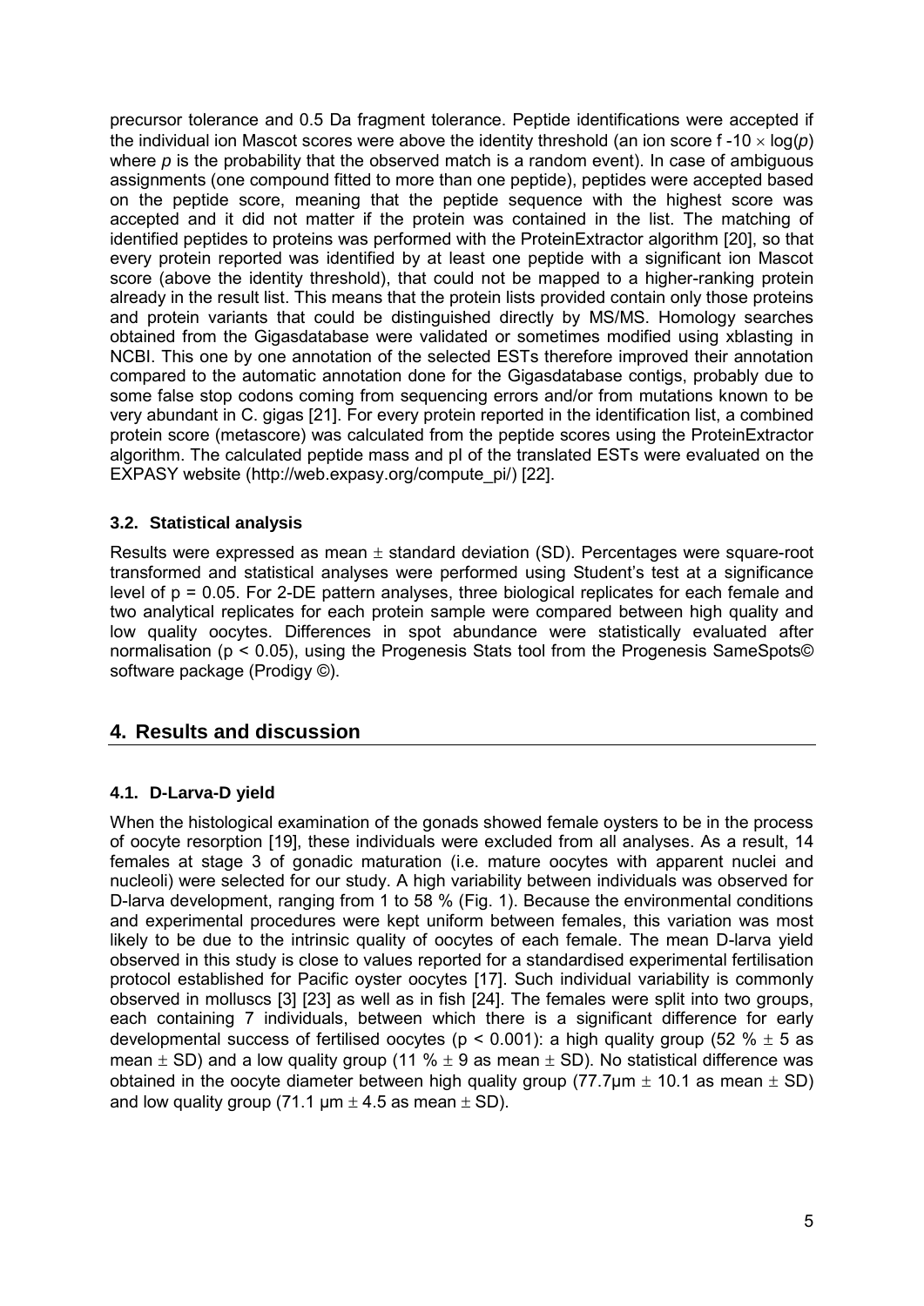precursor tolerance and 0.5 Da fragment tolerance. Peptide identifications were accepted if the individual ion Mascot scores were above the identity threshold (an ion score f $-10 \times \log(p)$ where $p$ is the probability that the observed match is a random event). In case of ambiguous assignments (one compound fitted to more than one peptide), peptides were accepted based on the peptide score, meaning that the peptide sequence with the highest score was accepted and it did not matter if the protein was contained in the list. The matching of identified peptides to proteins was performed with the ProteinExtractor algorithm [20], so that every protein reported was identified by at least one peptide with a significant ion Mascot score (above the identity threshold), that could not be mapped to a higher-ranking protein already in the result list. This means that the protein lists provided contain only those proteins and protein variants that could be distinguished directly by MS/MS. Homology searches obtained from the Gigasdatabase were validated or sometimes modified using xblasting in NCBI. This one by one annotation of the selected ESTs therefore improved their annotation compared to the automatic annotation done for the Gigasdatabase contigs, probably due to some false stop codons coming from sequencing errors and/or from mutations known to be very abundant in C. gigas [21]. For every protein reported in the identification list, a combined protein score (metascore) was calculated from the peptide scores using the ProteinExtractor algorithm. The calculated peptide mass and pI of the translated ESTs were evaluated on the EXPASY website (http://web.expasy.org/compute_pi/) [22].

### 3.2. Statistical analysis

Results were expressed as mean $\pm$ standard deviation (SD). Percentages were square-root transformed and statistical analyses were performed using Student's test at a significance level of $p = 0.05$. For 2-DE pattern analyses, three biological replicates for each female and two analytical replicates for each protein sample were compared between high quality and low quality oocytes. Differences in spot abundance were statistically evaluated after normalisation ($p < 0.05$), using the Progenesis Stats tool from the Progenesis SameSpots© software package (Prodigy ©).

## 4. Results and discussion

### 4.1. D-Larva-D yield

When the histological examination of the gonads showed female oysters to be in the process of oocyte resorption [19], these individuals were excluded from all analyses. As a result, 14 females at stage 3 of gonadic maturation (i.e. mature oocytes with apparent nuclei and nucleoli) were selected for our study. A high variability between individuals was observed for D-larva development, ranging from 1 to 58 % (Fig. 1). Because the environmental conditions and experimental procedures were kept uniform between females, this variation was most likely to be due to the intrinsic quality of oocytes of each female. The mean D-larva yield observed in this study is close to values reported for a standardised experimental fertilisation protocol established for Pacific oyster oocytes [17]. Such individual variability is commonly observed in molluscs [3] [23] as well as in fish [24]. The females were split into two groups, each containing 7 individuals, between which there is a significant difference for early developmental success of fertilised oocytes ($p < 0.001$): a high quality group (52 % $\pm$ 5 as mean $\pm$ SD) and a low quality group (11 % $\pm$ 9 as mean $\pm$ SD). No statistical difference was obtained in the oocyte diameter between high quality group (77.7µm $\pm$ 10.1 as mean $\pm$ SD) and low quality group (71.1 µm $\pm$ 4.5 as mean $\pm$ SD).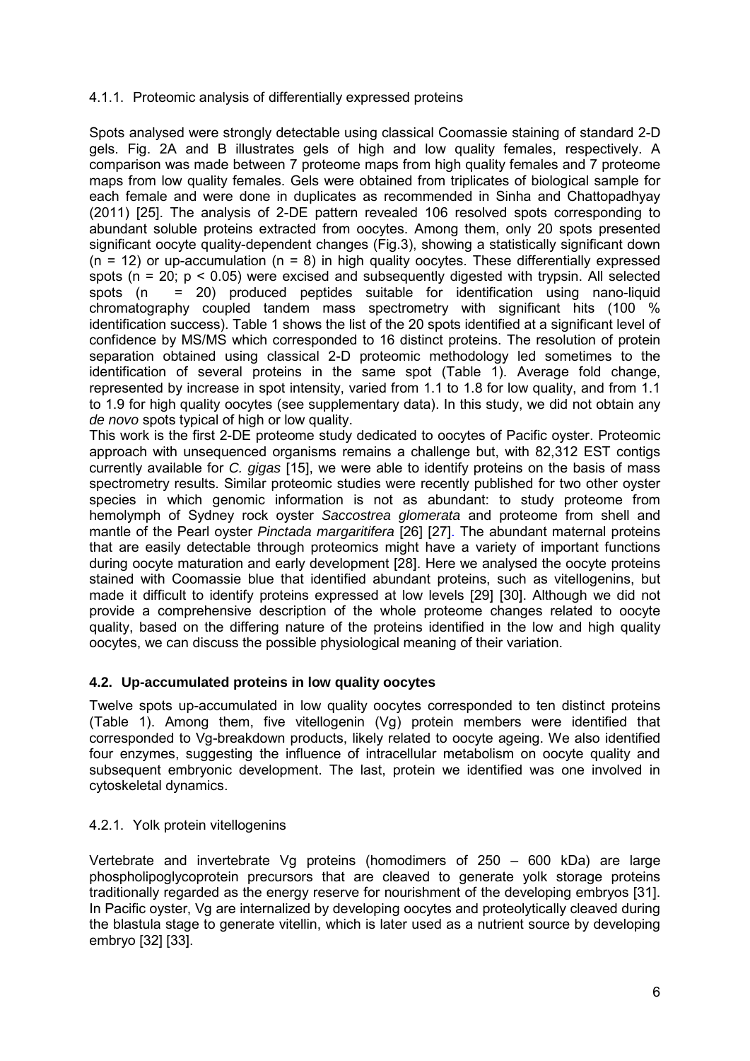#### 4.1.1. Proteomic analysis of differentially expressed proteins

Spots analysed were strongly detectable using classical Coomassie staining of standard 2-D gels. Fig. 2A and B illustrates gels of high and low quality females, respectively. A comparison was made between 7 proteome maps from high quality females and 7 proteome maps from low quality females. Gels were obtained from triplicates of biological sample for each female and were done in duplicates as recommended in Sinha and Chattopadhyay (2011) [25]. The analysis of 2-DE pattern revealed 106 resolved spots corresponding to abundant soluble proteins extracted from oocytes. Among them, only 20 spots presented significant oocyte quality-dependent changes (Fig.3), showing a statistically significant down ($n = 12$) or up-accumulation ($n = 8$) in high quality oocytes. These differentially expressed spots ($n = 20$; $p < 0.05$) were excised and subsequently digested with trypsin. All selected spots ($n = 20$) produced peptides suitable for identification using nano-liquid chromatography coupled tandem mass spectrometry with significant hits (100 % identification success). Table 1 shows the list of the 20 spots identified at a significant level of confidence by MS/MS which corresponded to 16 distinct proteins. The resolution of protein separation obtained using classical 2-D proteomic methodology led sometimes to the identification of several proteins in the same spot (Table 1). Average fold change, represented by increase in spot intensity, varied from 1.1 to 1.8 for low quality, and from 1.1 to 1.9 for high quality oocytes (see supplementary data). In this study, we did not obtain any *de novo* spots typical of high or low quality.

This work is the first 2-DE proteome study dedicated to oocytes of Pacific oyster. Proteomic approach with unsequenced organisms remains a challenge but, with 82,312 EST contigs currently available for *C. gigas* [15], we were able to identify proteins on the basis of mass spectrometry results. Similar proteomic studies were recently published for two other oyster species in which genomic information is not as abundant: to study proteome from hemolymph of Sydney rock oyster *Saccostrea glomerata* and proteome from shell and mantle of the Pearl oyster *Pinctada margaritifera* [26] [27]. The abundant maternal proteins that are easily detectable through proteomics might have a variety of important functions during oocyte maturation and early development [28]. Here we analysed the oocyte proteins stained with Coomassie blue that identified abundant proteins, such as vitellogenins, but made it difficult to identify proteins expressed at low levels [29] [30]. Although we did not provide a comprehensive description of the whole proteome changes related to oocyte quality, based on the differing nature of the proteins identified in the low and high quality oocytes, we can discuss the possible physiological meaning of their variation.

### 4.2. Up-accumulated proteins in low quality oocytes

Twelve spots up-accumulated in low quality oocytes corresponded to ten distinct proteins (Table 1). Among them, five vitellogenin (Vg) protein members were identified that corresponded to Vg-breakdown products, likely related to oocyte ageing. We also identified four enzymes, suggesting the influence of intracellular metabolism on oocyte quality and subsequent embryonic development. The last, protein we identified was one involved in cytoskeletal dynamics.

#### 4.2.1. Yolk protein vitellogenins

Vertebrate and invertebrate Vg proteins (homodimers of 250 – 600 kDa) are large phospholipoglycoprotein precursors that are cleaved to generate yolk storage proteins traditionally regarded as the energy reserve for nourishment of the developing embryos [31]. In Pacific oyster, Vg are internalized by developing oocytes and proteolytically cleaved during the blastula stage to generate vitellin, which is later used as a nutrient source by developing embryo [32] [33].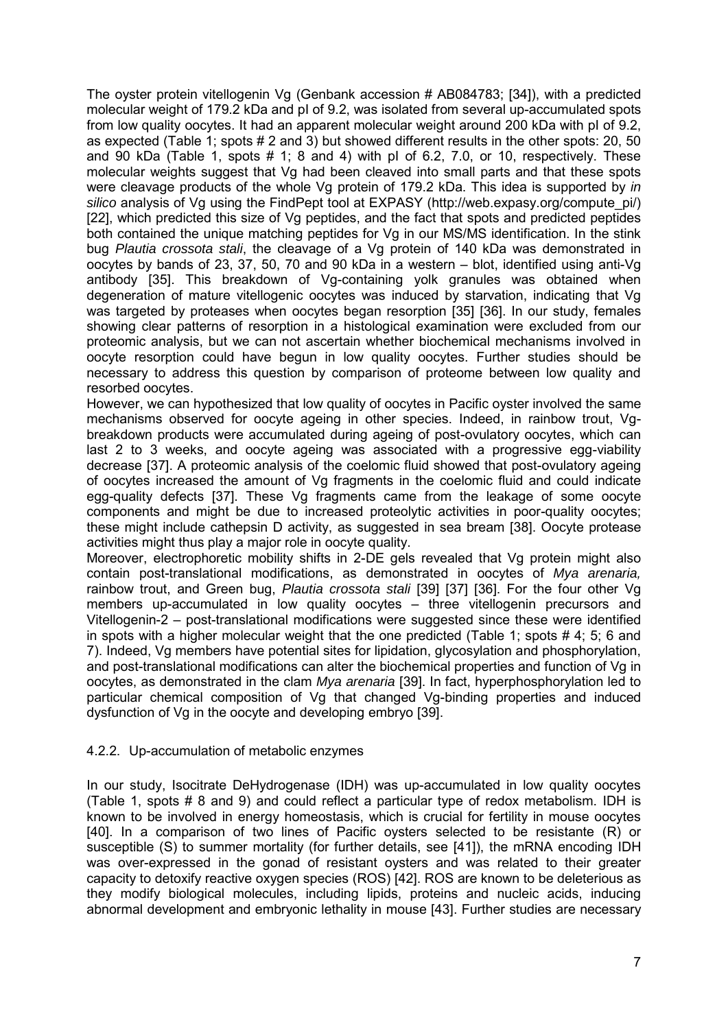The oyster protein vitellogenin Vg (Genbank accession # AB084783; [34]), with a predicted molecular weight of 179.2 kDa and pI of 9.2, was isolated from several up-accumulated spots from low quality oocytes. It had an apparent molecular weight around 200 kDa with pI of 9.2, as expected (Table 1; spots # 2 and 3) but showed different results in the other spots: 20, 50 and 90 kDa (Table 1, spots # 1; 8 and 4) with pI of 6.2, 7.0, or 10, respectively. These molecular weights suggest that Vg had been cleaved into small parts and that these spots were cleavage products of the whole Vg protein of 179.2 kDa. This idea is supported by *in silico* analysis of Vg using the FindPept tool at EXPASY (http://web.expasy.org/compute_pi/) [22], which predicted this size of Vg peptides, and the fact that spots and predicted peptides both contained the unique matching peptides for Vg in our MS/MS identification. In the stink bug *Plautia crossota stali*, the cleavage of a Vg protein of 140 kDa was demonstrated in oocytes by bands of 23, 37, 50, 70 and 90 kDa in a western – blot, identified using anti-Vg antibody [35]. This breakdown of Vg-containing yolk granules was obtained when degeneration of mature vitellogenic oocytes was induced by starvation, indicating that Vg was targeted by proteases when oocytes began resorption [35] [36]. In our study, females showing clear patterns of resorption in a histological examination were excluded from our proteomic analysis, but we can not ascertain whether biochemical mechanisms involved in oocyte resorption could have begun in low quality oocytes. Further studies should be necessary to address this question by comparison of proteome between low quality and resorbed oocytes.

However, we can hypothesized that low quality of oocytes in Pacific oyster involved the same mechanisms observed for oocyte ageing in other species. Indeed, in rainbow trout, Vg-breakdown products were accumulated during ageing of post-ovulatory oocytes, which can last 2 to 3 weeks, and oocyte ageing was associated with a progressive egg-viability decrease [37]. A proteomic analysis of the coelomic fluid showed that post-ovulatory ageing of oocytes increased the amount of Vg fragments in the coelomic fluid and could indicate egg-quality defects [37]. These Vg fragments came from the leakage of some oocyte components and might be due to increased proteolytic activities in poor-quality oocytes; these might include cathepsin D activity, as suggested in sea bream [38]. Oocyte protease activities might thus play a major role in oocyte quality.

Moreover, electrophoretic mobility shifts in 2-DE gels revealed that Vg protein might also contain post-translational modifications, as demonstrated in oocytes of *Mya arenaria,* rainbow trout, and Green bug, *Plautia crossota stali* [39] [37] [36]. For the four other Vg members up-accumulated in low quality oocytes – three vitellogenin precursors and Vitellogenin-2 – post-translational modifications were suggested since these were identified in spots with a higher molecular weight that the one predicted (Table 1; spots # 4; 5; 6 and 7). Indeed, Vg members have potential sites for lipidation, glycosylation and phosphorylation, and post-translational modifications can alter the biochemical properties and function of Vg in oocytes, as demonstrated in the clam *Mya arenaria* [39]. In fact, hyperphosphorylation led to particular chemical composition of Vg that changed Vg-binding properties and induced dysfunction of Vg in the oocyte and developing embryo [39].

#### 4.2.2. Up-accumulation of metabolic enzymes

In our study, Isocitrate DeHydrogenase (IDH) was up-accumulated in low quality oocytes (Table 1, spots # 8 and 9) and could reflect a particular type of redox metabolism. IDH is known to be involved in energy homeostasis, which is crucial for fertility in mouse oocytes [40]. In a comparison of two lines of Pacific oysters selected to be resistante (R) or susceptible (S) to summer mortality (for further details, see [41]), the mRNA encoding IDH was over-expressed in the gonad of resistant oysters and was related to their greater capacity to detoxify reactive oxygen species (ROS) [42]. ROS are known to be deleterious as they modify biological molecules, including lipids, proteins and nucleic acids, inducing abnormal development and embryonic lethality in mouse [43]. Further studies are necessary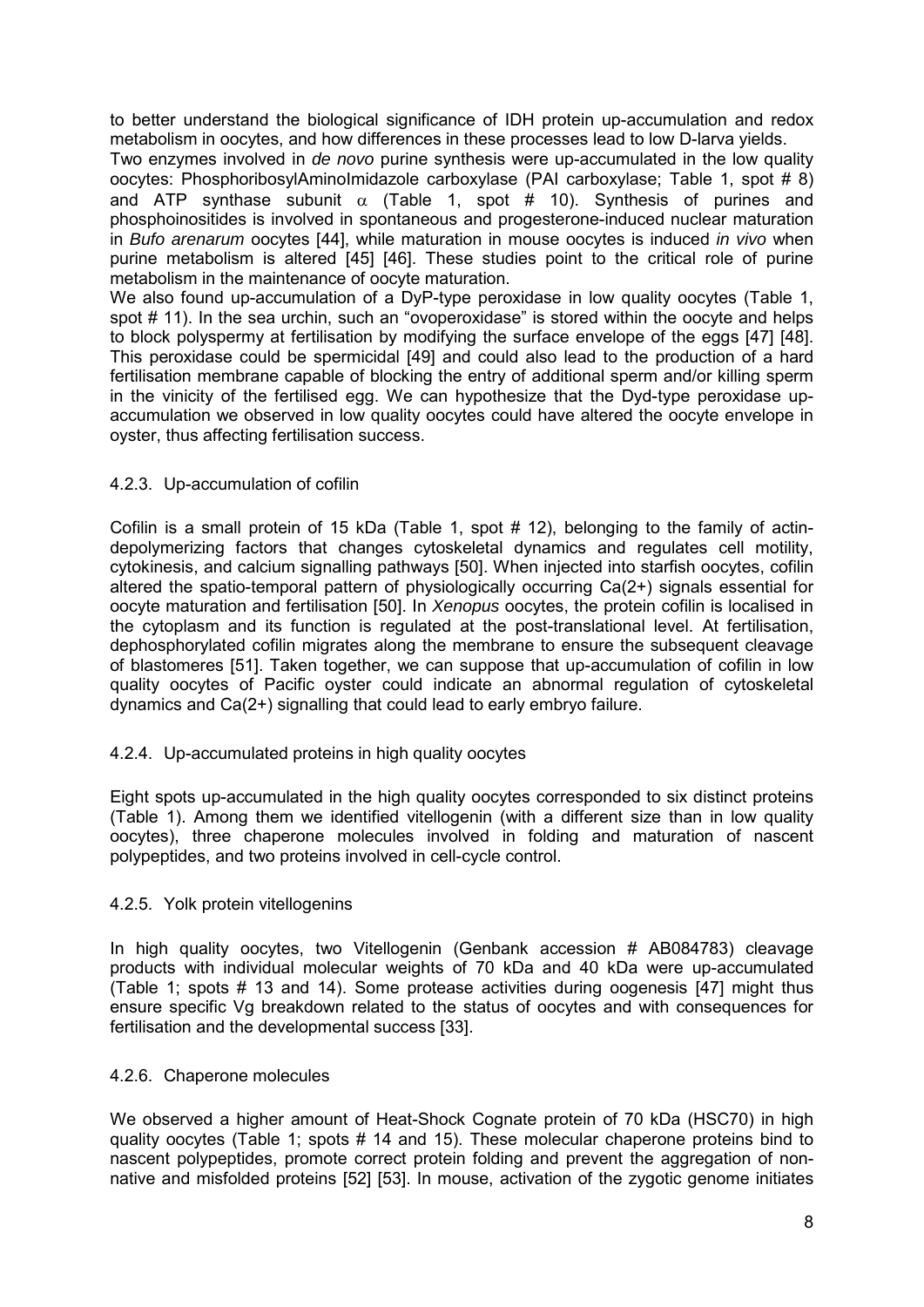to better understand the biological significance of IDH protein up-accumulation and redox metabolism in oocytes, and how differences in these processes lead to low D-larva yields.

Two enzymes involved in *de novo* purine synthesis were up-accumulated in the low quality oocytes: PhosphoribosylAminoImidazole carboxylase (PAI carboxylase; Table 1, spot # 8) and ATP synthase subunit $\alpha$ (Table 1, spot # 10). Synthesis of purines and phosphoinositides is involved in spontaneous and progesterone-induced nuclear maturation in *Bufo arenarum* oocytes [44], while maturation in mouse oocytes is induced *in vivo* when purine metabolism is altered [45] [46]. These studies point to the critical role of purine metabolism in the maintenance of oocyte maturation.

We also found up-accumulation of a DyP-type peroxidase in low quality oocytes (Table 1, spot # 11). In the sea urchin, such an "ovoperoxidase" is stored within the oocyte and helps to block polyspermy at fertilisation by modifying the surface envelope of the eggs [47] [48]. This peroxidase could be spermicidal [49] and could also lead to the production of a hard fertilisation membrane capable of blocking the entry of additional sperm and/or killing sperm in the vinicity of the fertilised egg. We can hypothesize that the Dyd-type peroxidase up-accumulation we observed in low quality oocytes could have altered the oocyte envelope in oyster, thus affecting fertilisation success.

#### 4.2.3. Up-accumulation of cofilin

Cofilin is a small protein of 15 kDa (Table 1, spot # 12), belonging to the family of actin-depolymerizing factors that changes cytoskeletal dynamics and regulates cell motility, cytokinesis, and calcium signalling pathways [50]. When injected into starfish oocytes, cofilin altered the spatio-temporal pattern of physiologically occurring Ca(2+) signals essential for oocyte maturation and fertilisation [50]. In *Xenopus* oocytes, the protein cofilin is localised in the cytoplasm and its function is regulated at the post-translational level. At fertilisation, dephosphorylated cofilin migrates along the membrane to ensure the subsequent cleavage of blastomeres [51]. Taken together, we can suppose that up-accumulation of cofilin in low quality oocytes of Pacific oyster could indicate an abnormal regulation of cytoskeletal dynamics and Ca(2+) signalling that could lead to early embryo failure.

#### 4.2.4. Up-accumulated proteins in high quality oocytes

Eight spots up-accumulated in the high quality oocytes corresponded to six distinct proteins (Table 1). Among them we identified vitellogenin (with a different size than in low quality oocytes), three chaperone molecules involved in folding and maturation of nascent polypeptides, and two proteins involved in cell-cycle control.

#### 4.2.5. Yolk protein vitellogenins

In high quality oocytes, two Vitellogenin (Genbank accession # AB084783) cleavage products with individual molecular weights of 70 kDa and 40 kDa were up-accumulated (Table 1; spots # 13 and 14). Some protease activities during oogenesis [47] might thus ensure specific Vg breakdown related to the status of oocytes and with consequences for fertilisation and the developmental success [33].

#### 4.2.6. Chaperone molecules

We observed a higher amount of Heat-Shock Cognate protein of 70 kDa (HSC70) in high quality oocytes (Table 1; spots # 14 and 15). These molecular chaperone proteins bind to nascent polypeptides, promote correct protein folding and prevent the aggregation of non-native and misfolded proteins [52] [53]. In mouse, activation of the zygotic genome initiates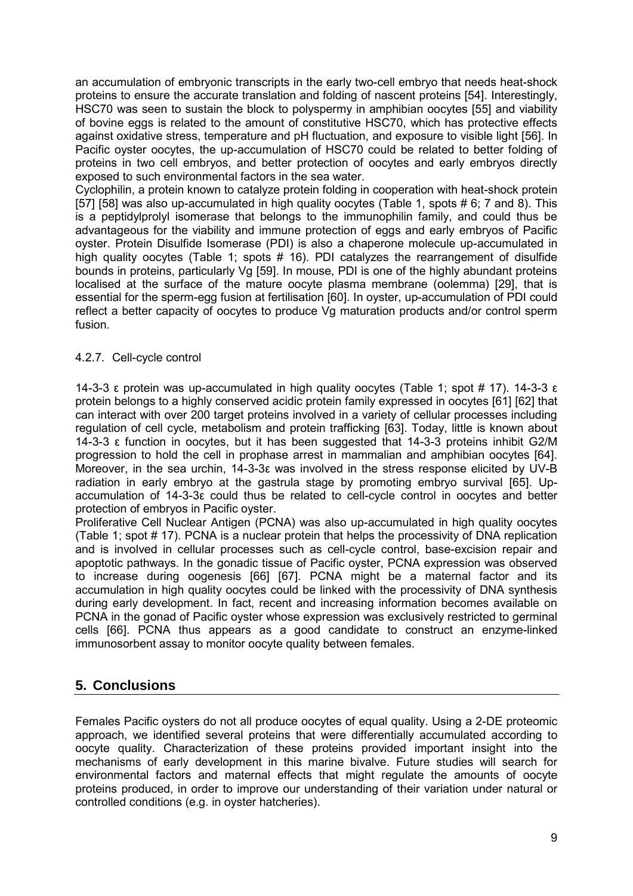an accumulation of embryonic transcripts in the early two-cell embryo that needs heat-shock proteins to ensure the accurate translation and folding of nascent proteins [54]. Interestingly, HSC70 was seen to sustain the block to polyspermy in amphibian oocytes [55] and viability of bovine eggs is related to the amount of constitutive HSC70, which has protective effects against oxidative stress, temperature and pH fluctuation, and exposure to visible light [56]. In Pacific oyster oocytes, the up-accumulation of HSC70 could be related to better folding of proteins in two cell embryos, and better protection of oocytes and early embryos directly exposed to such environmental factors in the sea water.

Cyclophilin, a protein known to catalyze protein folding in cooperation with heat-shock protein [57] [58] was also up-accumulated in high quality oocytes (Table 1, spots # 6; 7 and 8). This is a peptidylprolyl isomerase that belongs to the immunophilin family, and could thus be advantageous for the viability and immune protection of eggs and early embryos of Pacific oyster. Protein Disulfide Isomerase (PDI) is also a chaperone molecule up-accumulated in high quality oocytes (Table 1; spots # 16). PDI catalyzes the rearrangement of disulfide bounds in proteins, particularly Vg [59]. In mouse, PDI is one of the highly abundant proteins localised at the surface of the mature oocyte plasma membrane (oolemma) [29], that is essential for the sperm-egg fusion at fertilisation [60]. In oyster, up-accumulation of PDI could reflect a better capacity of oocytes to produce Vg maturation products and/or control sperm fusion.

4.2.7. Cell-cycle control

14-3-3 ε protein was up-accumulated in high quality oocytes (Table 1; spot # 17). 14-3-3 ε protein belongs to a highly conserved acidic protein family expressed in oocytes [61] [62] that can interact with over 200 target proteins involved in a variety of cellular processes including regulation of cell cycle, metabolism and protein trafficking [63]. Today, little is known about 14-3-3 ε function in oocytes, but it has been suggested that 14-3-3 proteins inhibit G2/M progression to hold the cell in prophase arrest in mammalian and amphibian oocytes [64]. Moreover, in the sea urchin, 14-3-3ε was involved in the stress response elicited by UV-B radiation in early embryo at the gastrula stage by promoting embryo survival [65]. Up-accumulation of 14-3-3ε could thus be related to cell-cycle control in oocytes and better protection of embryos in Pacific oyster.

Proliferative Cell Nuclear Antigen (PCNA) was also up-accumulated in high quality oocytes (Table 1; spot # 17). PCNA is a nuclear protein that helps the processivity of DNA replication and is involved in cellular processes such as cell-cycle control, base-excision repair and apoptotic pathways. In the gonadic tissue of Pacific oyster, PCNA expression was observed to increase during oogenesis [66] [67]. PCNA might be a maternal factor and its accumulation in high quality oocytes could be linked with the processivity of DNA synthesis during early development. In fact, recent and increasing information becomes available on PCNA in the gonad of Pacific oyster whose expression was exclusively restricted to germinal cells [66]. PCNA thus appears as a good candidate to construct an enzyme-linked immunosorbent assay to monitor oocyte quality between females.

## 5. Conclusions

Females Pacific oysters do not all produce oocytes of equal quality. Using a 2-DE proteomic approach, we identified several proteins that were differentially accumulated according to oocyte quality. Characterization of these proteins provided important insight into the mechanisms of early development in this marine bivalve. Future studies will search for environmental factors and maternal effects that might regulate the amounts of oocyte proteins produced, in order to improve our understanding of their variation under natural or controlled conditions (e.g. in oyster hatcheries).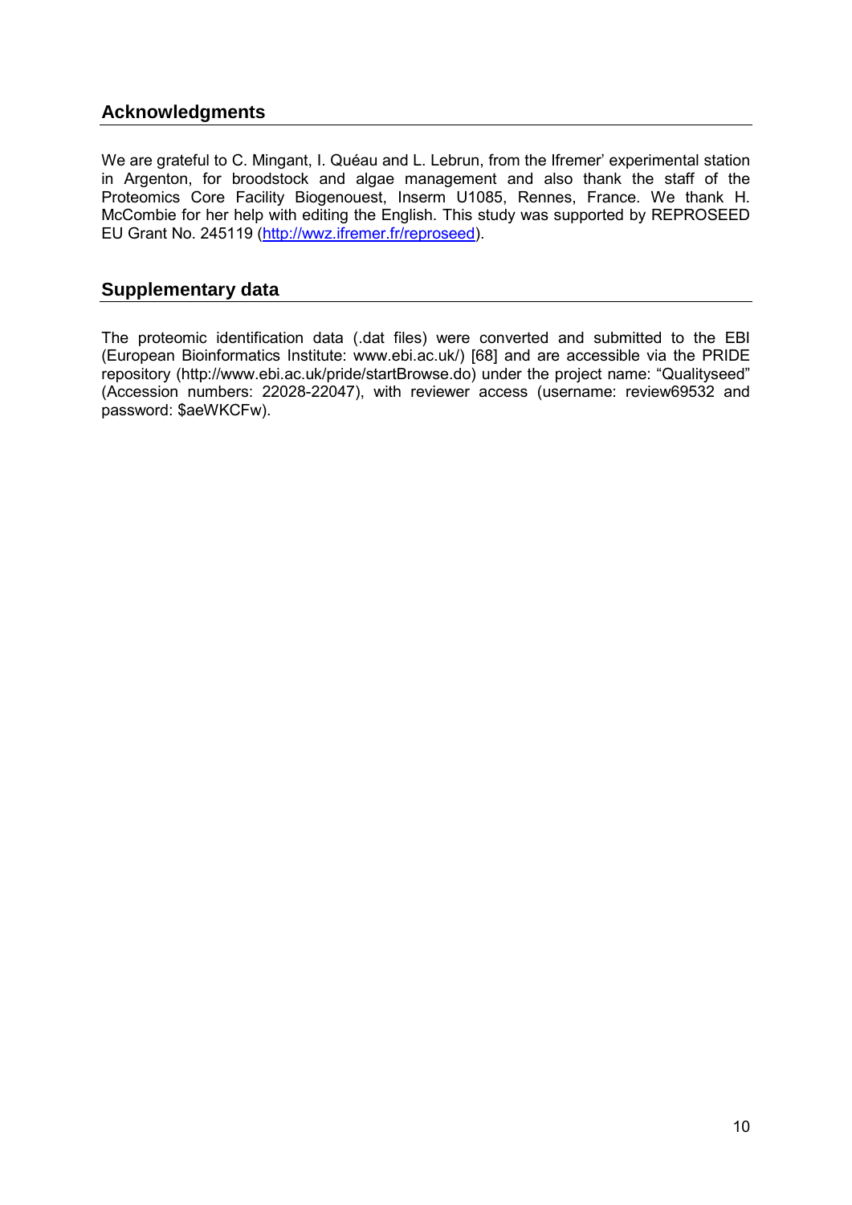## Acknowledgments

We are grateful to C. Mingant, I. Quéau and L. Lebrun, from the Ifremer' experimental station in Argenton, for broodstock and algae management and also thank the staff of the Proteomics Core Facility Biogenouest, Inserm U1085, Rennes, France. We thank H. McCombie for her help with editing the English. This study was supported by REPROSEED EU Grant No. 245119 ([http://wwz.ifremer.fr/reproseed](http://wwz.ifremer.fr/reproseed)).

## Supplementary data

The proteomic identification data (.dat files) were converted and submitted to the EBI (European Bioinformatics Institute: www.ebi.ac.uk/) [68] and are accessible via the PRIDE repository (http://www.ebi.ac.uk/pride/startBrowse.do) under the project name: "Qualityseed" (Accession numbers: 22028-22047), with reviewer access (username: review69532 and password: $aeWKCFw).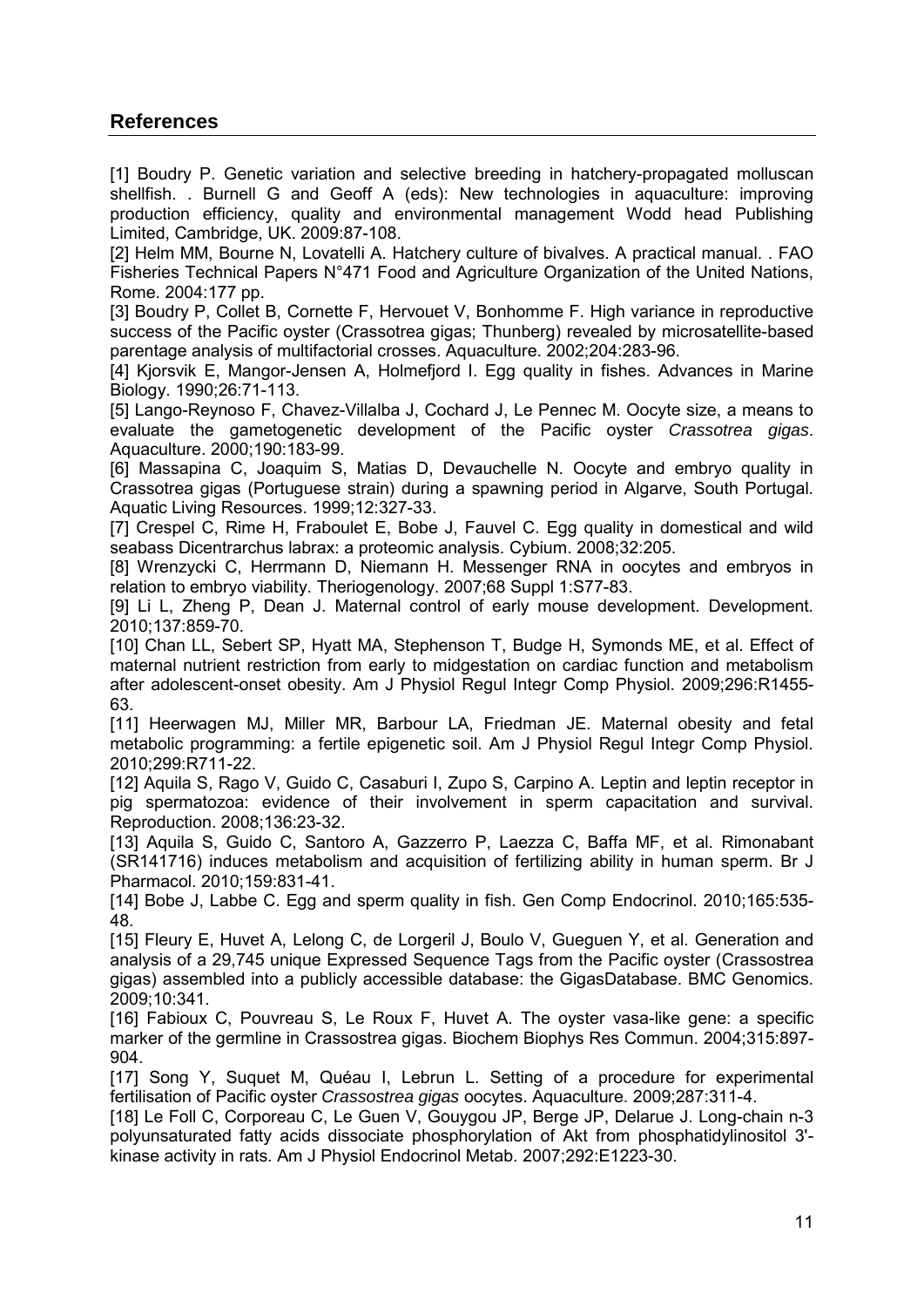## References

[1] Boudry P. Genetic variation and selective breeding in hatchery-propagated molluscan shellfish. . Burnell G and Geoff A (eds): New technologies in aquaculture: improving production efficiency, quality and environmental management Wodd head Publishing Limited, Cambridge, UK. 2009:87-108.

[2] Helm MM, Bourne N, Lovatelli A. Hatchery culture of bivalves. A practical manual. . FAO Fisheries Technical Papers N°471 Food and Agriculture Organization of the United Nations, Rome. 2004:177 pp.

[3] Boudry P, Collet B, Cornette F, Hervouet V, Bonhomme F. High variance in reproductive success of the Pacific oyster (Crassotrea gigas; Thunberg) revealed by microsatellite-based parentage analysis of multifactorial crosses. Aquaculture. 2002;204:283-96.

[4] Kjorsvik E, Mangor-Jensen A, Holmefjord I. Egg quality in fishes. Advances in Marine Biology. 1990;26:71-113.

[5] Lango-Reynoso F, Chavez-Villalba J, Cochard J, Le Pennec M. Oocyte size, a means to evaluate the gametogenetic development of the Pacific oyster *Crassotrea gigas*. Aquaculture. 2000;190:183-99.

[6] Massapina C, Joaquim S, Matias D, Devauchelle N. Oocyte and embryo quality in Crassotrea gigas (Portuguese strain) during a spawning period in Algarve, South Portugal. Aquatic Living Resources. 1999;12:327-33.

[7] Crespel C, Rime H, Fraboulet E, Bobe J, Fauvel C. Egg quality in domestical and wild seabass Dicentrarchus labrax: a proteomic analysis. Cybium. 2008;32:205.

[8] Wrenzycki C, Herrmann D, Niemann H. Messenger RNA in oocytes and embryos in relation to embryo viability. Theriogenology. 2007;68 Suppl 1:S77-83.

[9] Li L, Zheng P, Dean J. Maternal control of early mouse development. Development. 2010;137:859-70.

[10] Chan LL, Sebert SP, Hyatt MA, Stephenson T, Budge H, Symonds ME, et al. Effect of maternal nutrient restriction from early to midgestation on cardiac function and metabolism after adolescent-onset obesity. Am J Physiol Regul Integr Comp Physiol. 2009;296:R1455-63.

[11] Heerwagen MJ, Miller MR, Barbour LA, Friedman JE. Maternal obesity and fetal metabolic programming: a fertile epigenetic soil. Am J Physiol Regul Integr Comp Physiol. 2010;299:R711-22.

[12] Aquila S, Rago V, Guido C, Casaburi I, Zupo S, Carpino A. Leptin and leptin receptor in pig spermatozoa: evidence of their involvement in sperm capacitation and survival. Reproduction. 2008;136:23-32.

[13] Aquila S, Guido C, Santoro A, Gazzerro P, Laezza C, Baffa MF, et al. Rimonabant (SR141716) induces metabolism and acquisition of fertilizing ability in human sperm. Br J Pharmacol. 2010;159:831-41.

[14] Bobe J, Labbe C. Egg and sperm quality in fish. Gen Comp Endocrinol. 2010;165:535-48.

[15] Fleury E, Huvet A, Lelong C, de Lorgeril J, Boulo V, Gueguen Y, et al. Generation and analysis of a 29,745 unique Expressed Sequence Tags from the Pacific oyster (Crassostrea gigas) assembled into a publicly accessible database: the GigasDatabase. BMC Genomics. 2009;10:341.

[16] Fabioux C, Pouvreau S, Le Roux F, Huvet A. The oyster vasa-like gene: a specific marker of the germline in Crassostrea gigas. Biochem Biophys Res Commun. 2004;315:897-904.

[17] Song Y, Suquet M, Quéau I, Lebrun L. Setting of a procedure for experimental fertilisation of Pacific oyster *Crassostrea gigas* oocytes. Aquaculture. 2009;287:311-4.

[18] Le Foll C, Corporeau C, Le Guen V, Gouygou JP, Berge JP, Delarue J. Long-chain n-3 polyunsaturated fatty acids dissociate phosphorylation of Akt from phosphatidylinositol 3'-kinase activity in rats. Am J Physiol Endocrinol Metab. 2007;292:E1223-30.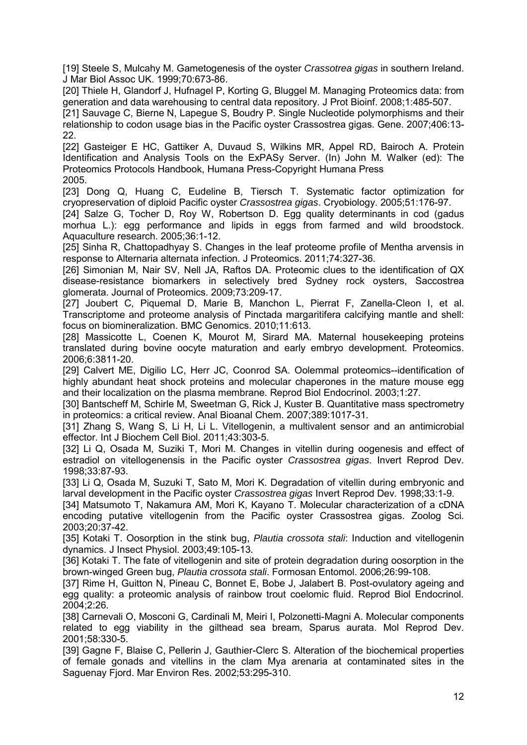[19] Steele S, Mulcahy M. Gametogenesis of the oyster *Crassotrea gigas* in southern Ireland. J Mar Biol Assoc UK. 1999;70:673-86.

[20] Thiele H, Glandorf J, Hufnagel P, Korting G, Bluggel M. Managing Proteomics data: from generation and data warehousing to central data repository. J Prot Bioinf. 2008;1:485-507.

[21] Sauvage C, Bierne N, Lapegue S, Boudry P. Single Nucleotide polymorphisms and their relationship to codon usage bias in the Pacific oyster Crassostrea gigas. Gene. 2007;406:13-22.

[22] Gasteiger E HC, Gattiker A, Duvaud S, Wilkins MR, Appel RD, Bairoch A. Protein Identification and Analysis Tools on the ExPASy Server. (In) John M. Walker (ed): The Proteomics Protocols Handbook, Humana Press-Copyright Humana Press 2005.

[23] Dong Q, Huang C, Eudeline B, Tiersch T. Systematic factor optimization for cryopreservation of diploid Pacific oyster *Crassostrea gigas*. Cryobiology. 2005;51:176-97.

[24] Salze G, Tocher D, Roy W, Robertson D. Egg quality determinants in cod (gadus morhua L.): egg performance and lipids in eggs from farmed and wild broodstock. Aquaculture research. 2005;36:1-12.

[25] Sinha R, Chattopadhyay S. Changes in the leaf proteome profile of Mentha arvensis in response to Alternaria alternata infection. J Proteomics. 2011;74:327-36.

[26] Simonian M, Nair SV, Nell JA, Raftos DA. Proteomic clues to the identification of QX disease-resistance biomarkers in selectively bred Sydney rock oysters, Saccostrea glomerata. Journal of Proteomics. 2009;73:209-17.

[27] Joubert C, Piquemal D, Marie B, Manchon L, Pierrat F, Zanella-Cleon I, et al. Transcriptome and proteome analysis of Pinctada margaritifera calcifying mantle and shell: focus on biomineralization. BMC Genomics. 2010;11:613.

[28] Massicotte L, Coenen K, Mourot M, Sirard MA. Maternal housekeeping proteins translated during bovine oocyte maturation and early embryo development. Proteomics. 2006;6:3811-20.

[29] Calvert ME, Digilio LC, Herr JC, Coonrod SA. Oolemmal proteomics--identification of highly abundant heat shock proteins and molecular chaperones in the mature mouse egg and their localization on the plasma membrane. Reprod Biol Endocrinol. 2003;1:27.

[30] Bantscheff M, Schirle M, Sweetman G, Rick J, Kuster B. Quantitative mass spectrometry in proteomics: a critical review. Anal Bioanal Chem. 2007;389:1017-31.

[31] Zhang S, Wang S, Li H, Li L. Vitellogenin, a multivalent sensor and an antimicrobial effector. Int J Biochem Cell Biol. 2011;43:303-5.

[32] Li Q, Osada M, Suziki T, Mori M. Changes in vitellin during oogenesis and effect of estradiol on vitellogenensis in the Pacific oyster *Crassostrea gigas*. Invert Reprod Dev. 1998;33:87-93.

[33] Li Q, Osada M, Suzuki T, Sato M, Mori K. Degradation of vitellin during embryonic and larval development in the Pacific oyster *Crassostrea gigas* Invert Reprod Dev. 1998;33:1-9.

[34] Matsumoto T, Nakamura AM, Mori K, Kayano T. Molecular characterization of a cDNA encoding putative vitellogenin from the Pacific oyster Crassostrea gigas. Zoolog Sci. 2003;20:37-42.

[35] Kotaki T. Oosorption in the stink bug, *Plautia crossota stali*: Induction and vitellogenin dynamics. J Insect Physiol. 2003;49:105-13.

[36] Kotaki T. The fate of vitellogenin and site of protein degradation during oosorption in the brown-winged Green bug, *Plautia crossota stali*. Formosan Entomol. 2006;26:99-108.

[37] Rime H, Guitton N, Pineau C, Bonnet E, Bobe J, Jalabert B. Post-ovulatory ageing and egg quality: a proteomic analysis of rainbow trout coelomic fluid. Reprod Biol Endocrinol. 2004;2:26.

[38] Carnevali O, Mosconi G, Cardinali M, Meiri I, Polzonetti-Magni A. Molecular components related to egg viability in the gilthead sea bream, Sparus aurata. Mol Reprod Dev. 2001;58:330-5.

[39] Gagne F, Blaise C, Pellerin J, Gauthier-Clerc S. Alteration of the biochemical properties of female gonads and vitellins in the clam Mya arenaria at contaminated sites in the Saguenay Fjord. Mar Environ Res. 2002;53:295-310.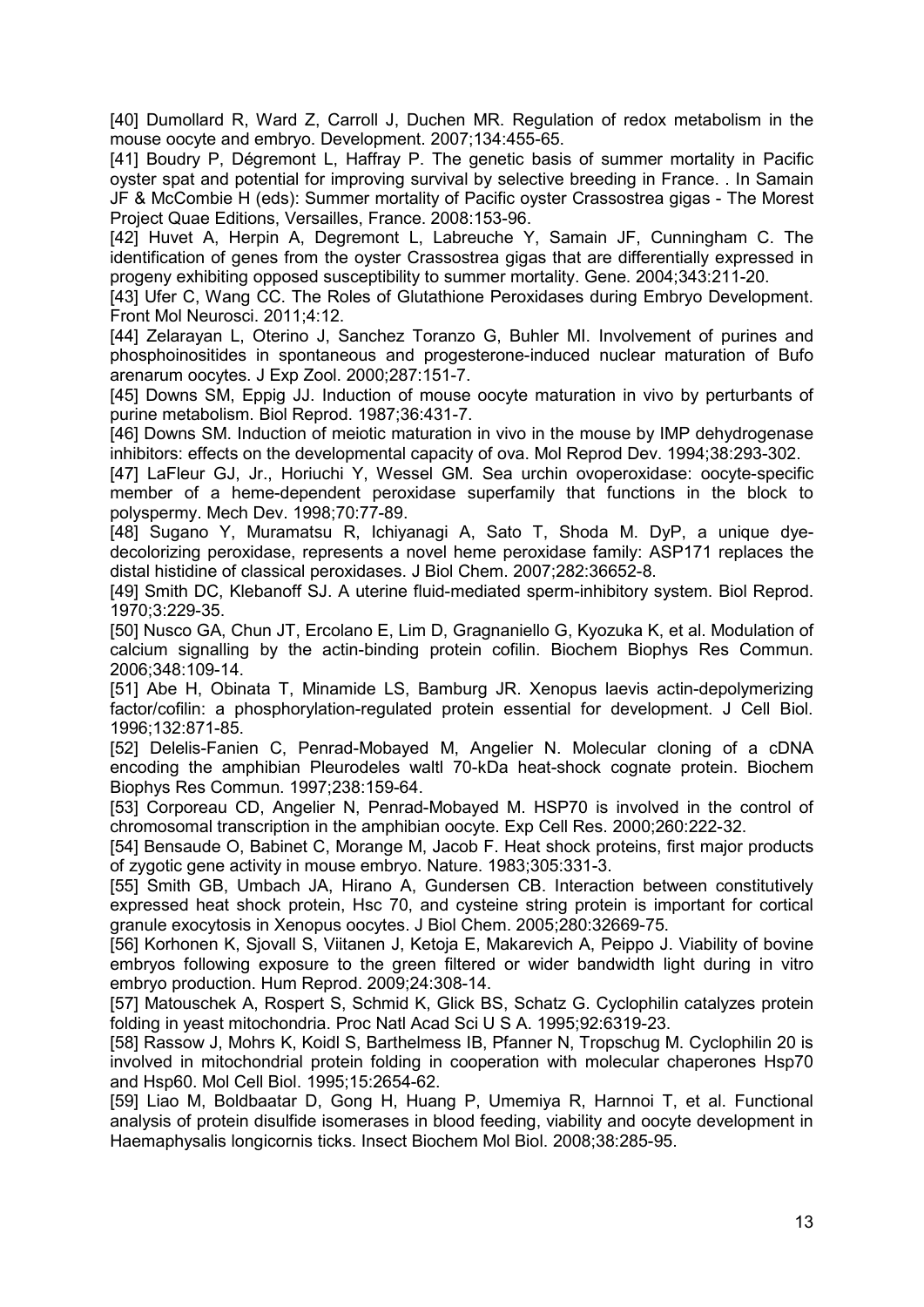[40] Dumollard R, Ward Z, Carroll J, Duchen MR. Regulation of redox metabolism in the mouse oocyte and embryo. Development. 2007;134:455-65.

[41] Boudry P, Dégremont L, Haffray P. The genetic basis of summer mortality in Pacific oyster spat and potential for improving survival by selective breeding in France. . In Samain JF & McCombie H (eds): Summer mortality of Pacific oyster Crassostrea gigas - The Morest Project Quae Editions, Versailles, France. 2008:153-96.

[42] Huvet A, Herpin A, Degremont L, Labreuche Y, Samain JF, Cunningham C. The identification of genes from the oyster Crassostrea gigas that are differentially expressed in progeny exhibiting opposed susceptibility to summer mortality. Gene. 2004;343:211-20.

[43] Ufer C, Wang CC. The Roles of Glutathione Peroxidases during Embryo Development. Front Mol Neurosci. 2011;4:12.

[44] Zelarayan L, Oterino J, Sanchez Toranzo G, Buhler MI. Involvement of purines and phosphoinositides in spontaneous and progesterone-induced nuclear maturation of Bufo arenarum oocytes. J Exp Zool. 2000;287:151-7.

[45] Downs SM, Eppig JJ. Induction of mouse oocyte maturation in vivo by perturbants of purine metabolism. Biol Reprod. 1987;36:431-7.

[46] Downs SM. Induction of meiotic maturation in vivo in the mouse by IMP dehydrogenase inhibitors: effects on the developmental capacity of ova. Mol Reprod Dev. 1994;38:293-302.

[47] LaFleur GJ, Jr., Horiuchi Y, Wessel GM. Sea urchin ovoperoxidase: oocyte-specific member of a heme-dependent peroxidase superfamily that functions in the block to polyspermy. Mech Dev. 1998;70:77-89.

[48] Sugano Y, Muramatsu R, Ichiyanagi A, Sato T, Shoda M. DyP, a unique dye-decolorizing peroxidase, represents a novel heme peroxidase family: ASP171 replaces the distal histidine of classical peroxidases. J Biol Chem. 2007;282:36652-8.

[49] Smith DC, Klebanoff SJ. A uterine fluid-mediated sperm-inhibitory system. Biol Reprod. 1970;3:229-35.

[50] Nusco GA, Chun JT, Ercolano E, Lim D, Gragnaniello G, Kyozuka K, et al. Modulation of calcium signalling by the actin-binding protein cofilin. Biochem Biophys Res Commun. 2006;348:109-14.

[51] Abe H, Obinata T, Minamide LS, Bamburg JR. Xenopus laevis actin-depolymerizing factor/cofilin: a phosphorylation-regulated protein essential for development. J Cell Biol. 1996;132:871-85.

[52] Delelis-Fanien C, Penrad-Mobayed M, Angelier N. Molecular cloning of a cDNA encoding the amphibian Pleurodeles waltl 70-kDa heat-shock cognate protein. Biochem Biophys Res Commun. 1997;238:159-64.

[53] Corporeau CD, Angelier N, Penrad-Mobayed M. HSP70 is involved in the control of chromosomal transcription in the amphibian oocyte. Exp Cell Res. 2000;260:222-32.

[54] Bensaude O, Babinet C, Morange M, Jacob F. Heat shock proteins, first major products of zygotic gene activity in mouse embryo. Nature. 1983;305:331-3.

[55] Smith GB, Umbach JA, Hirano A, Gundersen CB. Interaction between constitutively expressed heat shock protein, Hsc 70, and cysteine string protein is important for cortical granule exocytosis in Xenopus oocytes. J Biol Chem. 2005;280:32669-75.

[56] Korhonen K, Sjovall S, Viitanen J, Ketoja E, Makarevich A, Peippo J. Viability of bovine embryos following exposure to the green filtered or wider bandwidth light during in vitro embryo production. Hum Reprod. 2009;24:308-14.

[57] Matouschek A, Rospert S, Schmid K, Glick BS, Schatz G. Cyclophilin catalyzes protein folding in yeast mitochondria. Proc Natl Acad Sci U S A. 1995;92:6319-23.

[58] Rassow J, Mohrs K, Koidl S, Barthelmess IB, Pfanner N, Tropschug M. Cyclophilin 20 is involved in mitochondrial protein folding in cooperation with molecular chaperones Hsp70 and Hsp60. Mol Cell Biol. 1995;15:2654-62.

[59] Liao M, Boldbaatar D, Gong H, Huang P, Umemiya R, Harnnoi T, et al. Functional analysis of protein disulfide isomerases in blood feeding, viability and oocyte development in Haemaphysalis longicornis ticks. Insect Biochem Mol Biol. 2008;38:285-95.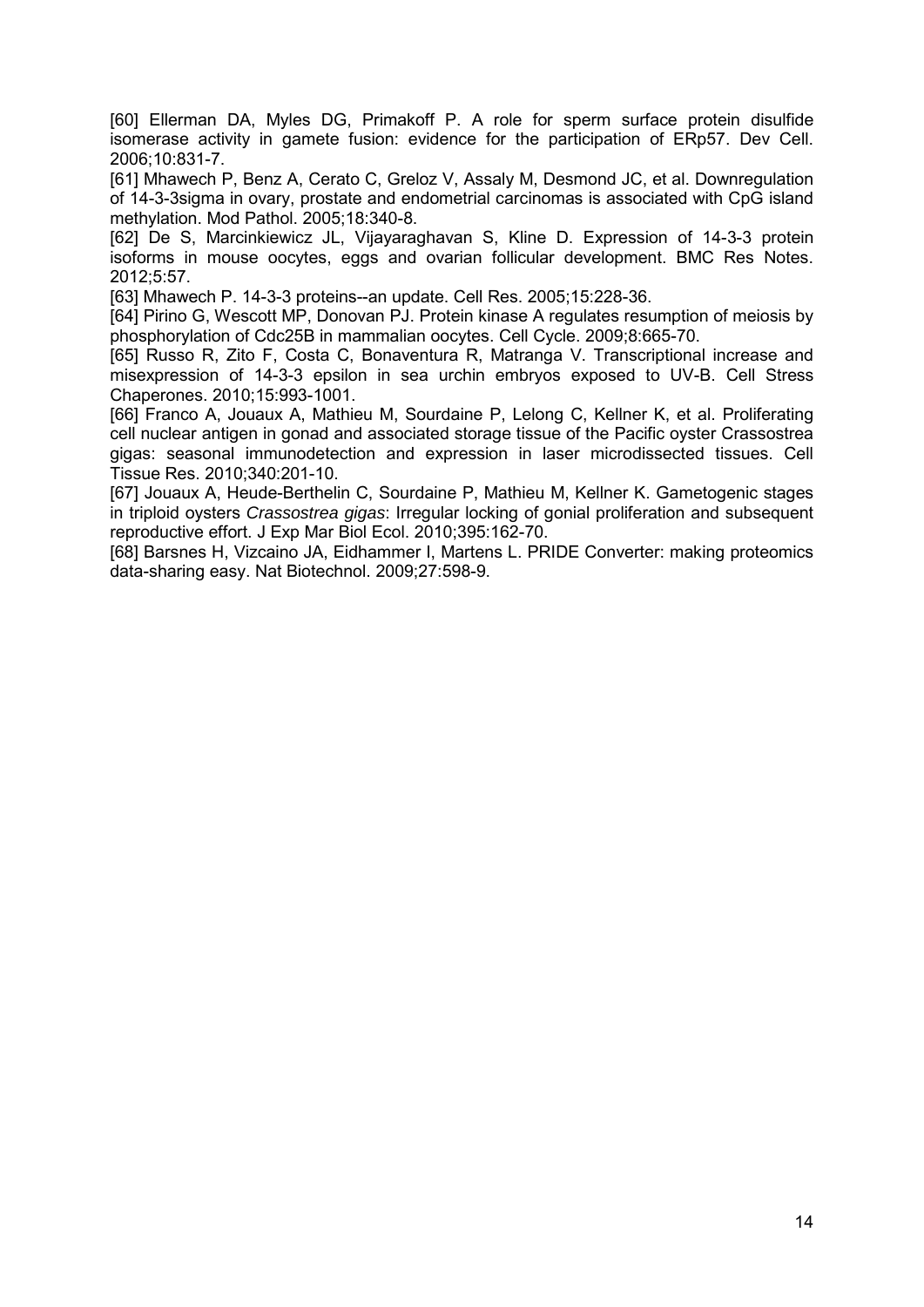[60] Ellerman DA, Myles DG, Primakoff P. A role for sperm surface protein disulfide isomerase activity in gamete fusion: evidence for the participation of ERp57. Dev Cell. 2006;10:831-7.

[61] Mhawech P, Benz A, Cerato C, Greloz V, Assaly M, Desmond JC, et al. Downregulation of 14-3-3sigma in ovary, prostate and endometrial carcinomas is associated with CpG island methylation. Mod Pathol. 2005;18:340-8.

[62] De S, Marcinkiewicz JL, Vijayaraghavan S, Kline D. Expression of 14-3-3 protein isoforms in mouse oocytes, eggs and ovarian follicular development. BMC Res Notes. 2012;5:57.

[63] Mhawech P. 14-3-3 proteins--an update. Cell Res. 2005;15:228-36.

[64] Pirino G, Wescott MP, Donovan PJ. Protein kinase A regulates resumption of meiosis by phosphorylation of Cdc25B in mammalian oocytes. Cell Cycle. 2009;8:665-70.

[65] Russo R, Zito F, Costa C, Bonaventura R, Matranga V. Transcriptional increase and misexpression of 14-3-3 epsilon in sea urchin embryos exposed to UV-B. Cell Stress Chaperones. 2010;15:993-1001.

[66] Franco A, Jouaux A, Mathieu M, Sourdaine P, Lelong C, Kellner K, et al. Proliferating cell nuclear antigen in gonad and associated storage tissue of the Pacific oyster Crassostrea gigas: seasonal immunodetection and expression in laser microdissected tissues. Cell Tissue Res. 2010;340:201-10.

[67] Jouaux A, Heude-Berthelin C, Sourdaine P, Mathieu M, Kellner K. Gametogenic stages in triploid oysters *Crassostrea gigas*: Irregular locking of gonial proliferation and subsequent reproductive effort. J Exp Mar Biol Ecol. 2010;395:162-70.

[68] Barsnes H, Vizcaino JA, Eidhammer I, Martens L. PRIDE Converter: making proteomics data-sharing easy. Nat Biotechnol. 2009;27:598-9.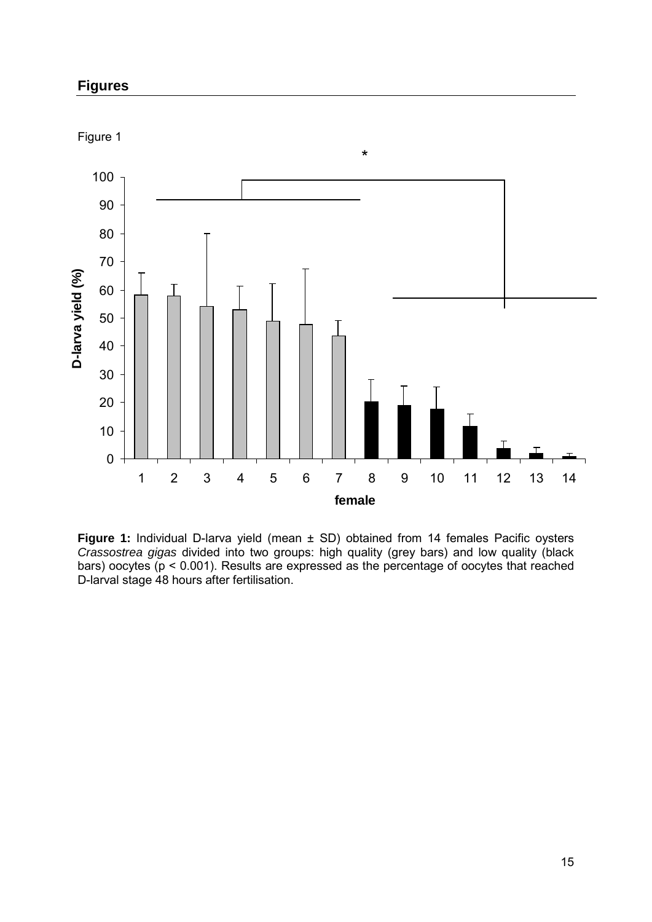## Figures

Figure 1

**Figure 1:** Individual D-larva yield (mean ± SD) obtained from 14 females Pacific oysters *Crassostrea gigas* divided into two groups: high quality (grey bars) and low quality (black bars) oocytes ($p < 0.001$). Results are expressed as the percentage of oocytes that reached D-larval stage 48 hours after fertilisation.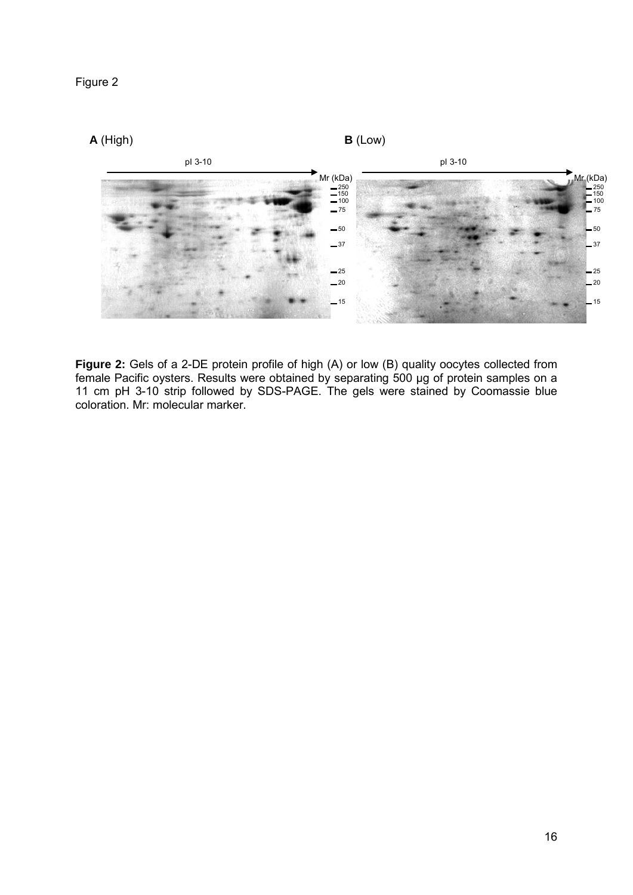Figure 2

**A** (High)

**B** (Low)

**Figure 2:** Gels of a 2-DE protein profile of high (A) or low (B) quality oocytes collected from female Pacific oysters. Results were obtained by separating 500 µg of protein samples on a 11 cm pH 3-10 strip followed by SDS-PAGE. The gels were stained by Coomassie blue coloration. Mr: molecular marker.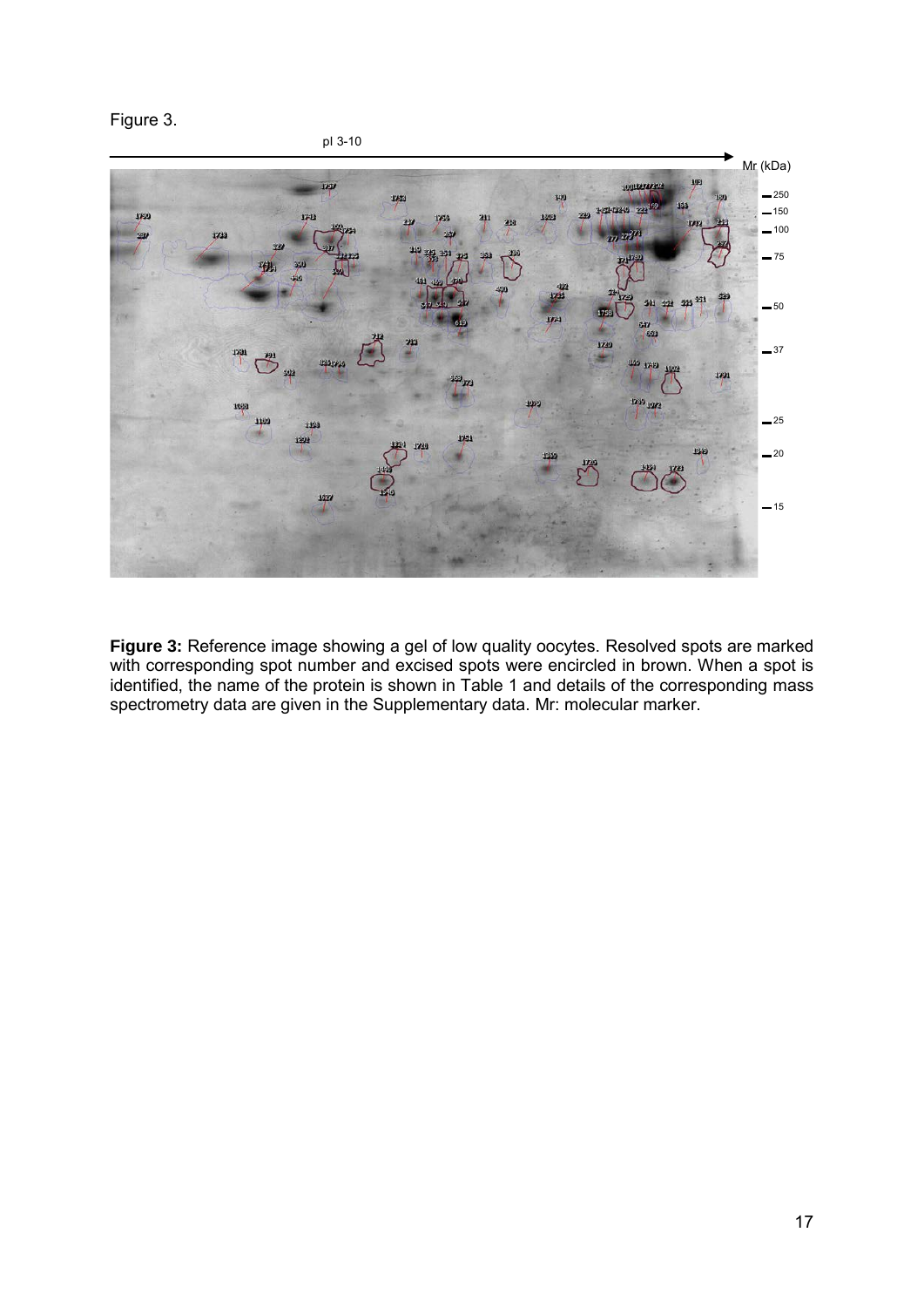Figure 3.

**Figure 3:** Reference image showing a gel of low quality oocytes. Resolved spots are marked with corresponding spot number and excised spots were encircled in brown. When a spot is identified, the name of the protein is shown in Table 1 and details of the corresponding mass spectrometry data are given in the Supplementary data. Mr: molecular marker.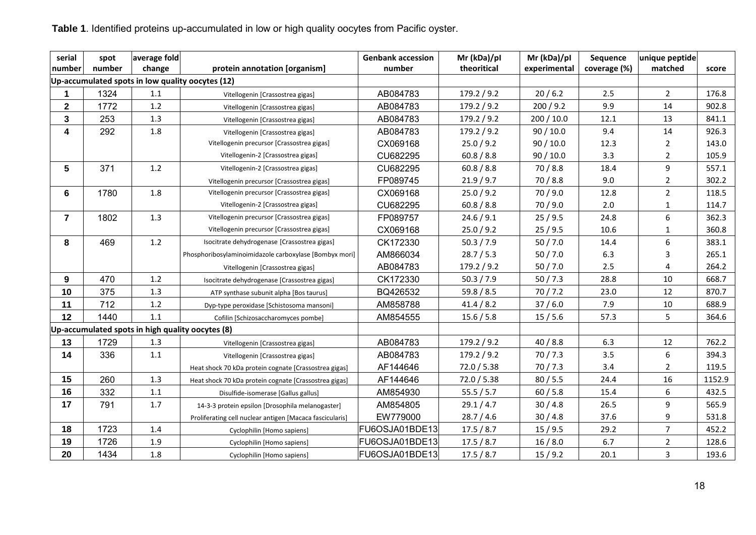**Table 1**. Identified proteins up-accumulated in low or high quality oocytes from Pacific oyster.

| serial number | spot number | average fold change | protein annotation [organism] | Genbank accession number | Mr (kDa)/pI theoritical | Mr (kDa)/pI experimental | Sequence coverage (%) | unique peptide matched | score |
|---|---|---|---|---|---|---|---|---|---|
| Up-accumulated spots in low quality oocytes (12) | | | | | | | | | |
| **1** | 1324 | 1.1 | Vitellogenin [Crassostrea gigas] | AB084783 | 179.2 / 9.2 | 20 / 6.2 | 2.5 | 2 | 176.8 |
| **2** | 1772 | 1.2 | Vitellogenin [Crassostrea gigas] | AB084783 | 179.2 / 9.2 | 200 / 9.2 | 9.9 | 14 | 902.8 |
| **3** | 253 | 1.3 | Vitellogenin [Crassostrea gigas] | AB084783 | 179.2 / 9.2 | 200 / 10.0 | 12.1 | 13 | 841.1 |
| **4** | 292 | 1.8 | Vitellogenin [Crassostrea gigas] | AB084783 | 179.2 / 9.2 | 90 / 10.0 | 9.4 | 14 | 926.3 |
| | | | Vitellogenin precursor [Crassostrea gigas] | CX069168 | 25.0 / 9.2 | 90 / 10.0 | 12.3 | 2 | 143.0 |
| | | | Vitellogenin-2 [Crassostrea gigas] | CU682295 | 60.8 / 8.8 | 90 / 10.0 | 3.3 | 2 | 105.9 |
| **5** | 371 | 1.2 | Vitellogenin-2 [Crassostrea gigas] | CU682295 | 60.8 / 8.8 | 70 / 8.8 | 18.4 | 9 | 557.1 |
| | | | Vitellogenin precursor [Crassostrea gigas] | FP089745 | 21.9 / 9.7 | 70 / 8.8 | 9.0 | 2 | 302.2 |
| **6** | 1780 | 1.8 | Vitellogenin precursor [Crassostrea gigas] | CX069168 | 25.0 / 9.2 | 70 / 9.0 | 12.8 | 2 | 118.5 |
| | | | Vitellogenin-2 [Crassostrea gigas] | CU682295 | 60.8 / 8.8 | 70 / 9.0 | 2.0 | 1 | 114.7 |
| **7** | 1802 | 1.3 | Vitellogenin precursor [Crassostrea gigas] | FP089757 | 24.6 / 9.1 | 25 / 9.5 | 24.8 | 6 | 362.3 |
| | | | Vitellogenin precursor [Crassostrea gigas] | CX069168 | 25.0 / 9.2 | 25 / 9.5 | 10.6 | 1 | 360.8 |
| **8** | 469 | 1.2 | Isocitrate dehydrogenase [Crassostrea gigas] | CK172330 | 50.3 / 7.9 | 50 / 7.0 | 14.4 | 6 | 383.1 |
| | | | Phosphoribosylaminoimidazole carboxylase [Bombyx mori] | AM866034 | 28.7 / 5.3 | 50 / 7.0 | 6.3 | 3 | 265.1 |
| | | | Vitellogenin [Crassostrea gigas] | AB084783 | 179.2 / 9.2 | 50 / 7.0 | 2.5 | 4 | 264.2 |
| **9** | 470 | 1.2 | Isocitrate dehydrogenase [Crassostrea gigas] | CK172330 | 50.3 / 7.9 | 50 / 7.3 | 28.8 | 10 | 668.7 |
| **10** | 375 | 1.3 | ATP synthase subunit alpha [Bos taurus] | BQ426532 | 59.8 / 8.5 | 70 / 7.2 | 23.0 | 12 | 870.7 |
| **11** | 712 | 1.2 | Dyp-type peroxidase [Schistosoma mansoni] | AM858788 | 41.4 / 8.2 | 37 / 6.0 | 7.9 | 10 | 688.9 |
| **12** | 1440 | 1.1 | Cofilin [Schizosaccharomyces pombe] | AM854555 | 15.6 / 5.8 | 15 / 5.6 | 57.3 | 5 | 364.6 |
| Up-accumulated spots in high quality oocytes (8) | | | | | | | | | |
| **13** | 1729 | 1.3 | Vitellogenin [Crassostrea gigas] | AB084783 | 179.2 / 9.2 | 40 / 8.8 | 6.3 | 12 | 762.2 |
| **14** | 336 | 1.1 | Vitellogenin [Crassostrea gigas] | AB084783 | 179.2 / 9.2 | 70 / 7.3 | 3.5 | 6 | 394.3 |
| | | | Heat shock 70 kDa protein cognate [Crassostrea gigas] | AF144646 | 72.0 / 5.38 | 70 / 7.3 | 3.4 | 2 | 119.5 |
| **15** | 260 | 1.3 | Heat shock 70 kDa protein cognate [Crassostrea gigas] | AF144646 | 72.0 / 5.38 | 80 / 5.5 | 24.4 | 16 | 1152.9 |
| **16** | 332 | 1.1 | Disulfide-isomerase [Gallus gallus] | AM854930 | 55.5 / 5.7 | 60 / 5.8 | 15.4 | 6 | 432.5 |
| **17** | 791 | 1.7 | 14-3-3 protein epsilon [Drosophila melanogaster] | AM854805 | 29.1 / 4.7 | 30 / 4.8 | 26.5 | 9 | 565.9 |
| | | | Proliferating cell nuclear antigen [Macaca fascicularis] | EW779000 | 28.7 / 4.6 | 30 / 4.8 | 37.6 | 9 | 531.8 |
| **18** | 1723 | 1.4 | Cyclophilin [Homo sapiens] | FU6OSJA01BDE13 | 17.5 / 8.7 | 15 / 9.5 | 29.2 | 7 | 452.2 |
| **19** | 1726 | 1.9 | Cyclophilin [Homo sapiens] | FU6OSJA01BDE13 | 17.5 / 8.7 | 16 / 8.0 | 6.7 | 2 | 128.6 |
| **20** | 1434 | 1.8 | Cyclophilin [Homo sapiens] | FU6OSJA01BDE13 | 17.5 / 8.7 | 15 / 9.2 | 20.1 | 3 | 193.6 |